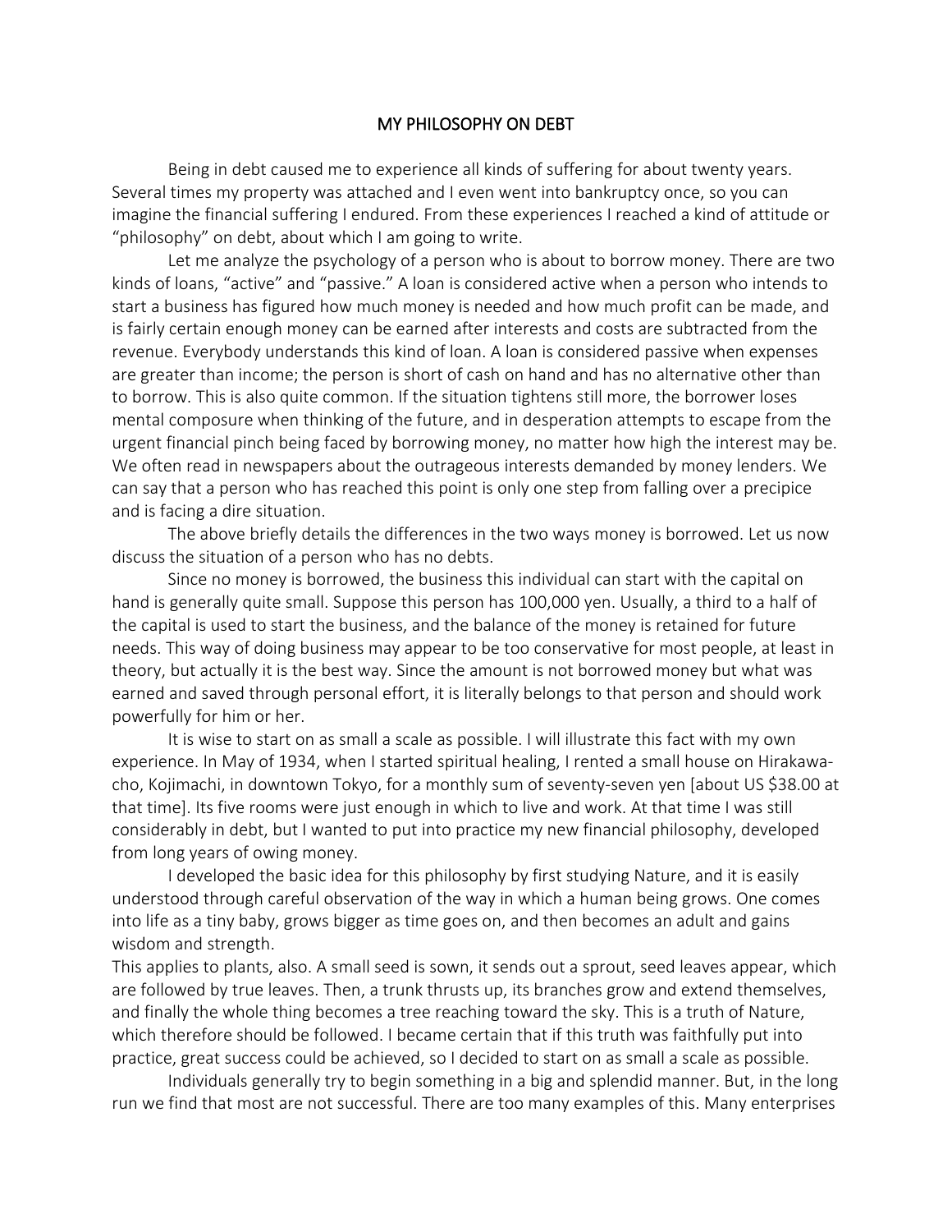# MY PHILOSOPHY ON DEBT

Being in debt caused me to experience all kinds of suffering for about twenty years. Several times my property was attached and I even went into bankruptcy once, so you can imagine the financial suffering I endured. From these experiences I reached a kind of attitude or "philosophy" on debt, about which I am going to write.

Let me analyze the psychology of a person who is about to borrow money. There are two kinds of loans, "active" and "passive." A loan is considered active when a person who intends to start a business has figured how much money is needed and how much profit can be made, and is fairly certain enough money can be earned after interests and costs are subtracted from the revenue. Everybody understands this kind of loan. A loan is considered passive when expenses are greater than income; the person is short of cash on hand and has no alternative other than to borrow. This is also quite common. If the situation tightens still more, the borrower loses mental composure when thinking of the future, and in desperation attempts to escape from the urgent financial pinch being faced by borrowing money, no matter how high the interest may be. We often read in newspapers about the outrageous interests demanded by money lenders. We can say that a person who has reached this point is only one step from falling over a precipice and is facing a dire situation.

The above briefly details the differences in the two ways money is borrowed. Let us now discuss the situation of a person who has no debts.

Since no money is borrowed, the business this individual can start with the capital on hand is generally quite small. Suppose this person has 100,000 yen. Usually, a third to a half of the capital is used to start the business, and the balance of the money is retained for future needs. This way of doing business may appear to be too conservative for most people, at least in theory, but actually it is the best way. Since the amount is not borrowed money but what was earned and saved through personal effort, it is literally belongs to that person and should work powerfully for him or her.

It is wise to start on as small a scale as possible. I will illustrate this fact with my own experience. In May of 1934, when I started spiritual healing, I rented a small house on Hirakawa-cho, Kojimachi, in downtown Tokyo, for a monthly sum of seventy-seven yen [about US $38.00 at that time]. Its five rooms were just enough in which to live and work. At that time I was still considerably in debt, but I wanted to put into practice my new financial philosophy, developed from long years of owing money.

I developed the basic idea for this philosophy by first studying Nature, and it is easily understood through careful observation of the way in which a human being grows. One comes into life as a tiny baby, grows bigger as time goes on, and then becomes an adult and gains wisdom and strength.

This applies to plants, also. A small seed is sown, it sends out a sprout, seed leaves appear, which are followed by true leaves. Then, a trunk thrusts up, its branches grow and extend themselves, and finally the whole thing becomes a tree reaching toward the sky. This is a truth of Nature, which therefore should be followed. I became certain that if this truth was faithfully put into practice, great success could be achieved, so I decided to start on as small a scale as possible.

Individuals generally try to begin something in a big and splendid manner. But, in the long run we find that most are not successful. There are too many examples of this. Many enterprises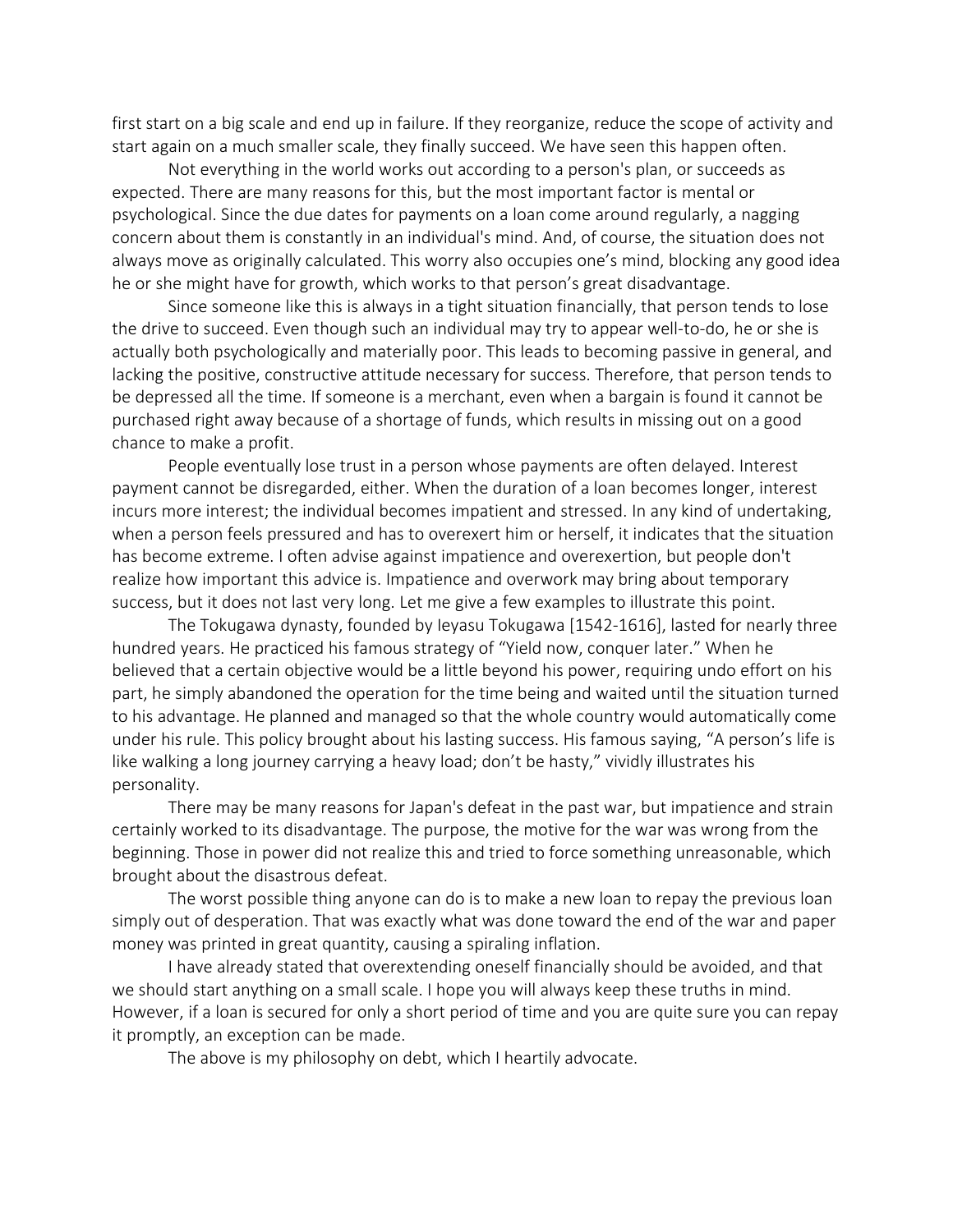first start on a big scale and end up in failure. If they reorganize, reduce the scope of activity and start again on a much smaller scale, they finally succeed. We have seen this happen often.

Not everything in the world works out according to a person's plan, or succeeds as expected. There are many reasons for this, but the most important factor is mental or psychological. Since the due dates for payments on a loan come around regularly, a nagging concern about them is constantly in an individual's mind. And, of course, the situation does not always move as originally calculated. This worry also occupies one's mind, blocking any good idea he or she might have for growth, which works to that person's great disadvantage.

Since someone like this is always in a tight situation financially, that person tends to lose the drive to succeed. Even though such an individual may try to appear well-to-do, he or she is actually both psychologically and materially poor. This leads to becoming passive in general, and lacking the positive, constructive attitude necessary for success. Therefore, that person tends to be depressed all the time. If someone is a merchant, even when a bargain is found it cannot be purchased right away because of a shortage of funds, which results in missing out on a good chance to make a profit.

People eventually lose trust in a person whose payments are often delayed. Interest payment cannot be disregarded, either. When the duration of a loan becomes longer, interest incurs more interest; the individual becomes impatient and stressed. In any kind of undertaking, when a person feels pressured and has to overexert him or herself, it indicates that the situation has become extreme. I often advise against impatience and overexertion, but people don't realize how important this advice is. Impatience and overwork may bring about temporary success, but it does not last very long. Let me give a few examples to illustrate this point.

The Tokugawa dynasty, founded by Ieyasu Tokugawa [1542-1616], lasted for nearly three hundred years. He practiced his famous strategy of "Yield now, conquer later." When he believed that a certain objective would be a little beyond his power, requiring undo effort on his part, he simply abandoned the operation for the time being and waited until the situation turned to his advantage. He planned and managed so that the whole country would automatically come under his rule. This policy brought about his lasting success. His famous saying, "A person's life is like walking a long journey carrying a heavy load; don't be hasty," vividly illustrates his personality.

There may be many reasons for Japan's defeat in the past war, but impatience and strain certainly worked to its disadvantage. The purpose, the motive for the war was wrong from the beginning. Those in power did not realize this and tried to force something unreasonable, which brought about the disastrous defeat.

The worst possible thing anyone can do is to make a new loan to repay the previous loan simply out of desperation. That was exactly what was done toward the end of the war and paper money was printed in great quantity, causing a spiraling inflation.

I have already stated that overextending oneself financially should be avoided, and that we should start anything on a small scale. I hope you will always keep these truths in mind. However, if a loan is secured for only a short period of time and you are quite sure you can repay it promptly, an exception can be made.

The above is my philosophy on debt, which I heartily advocate.